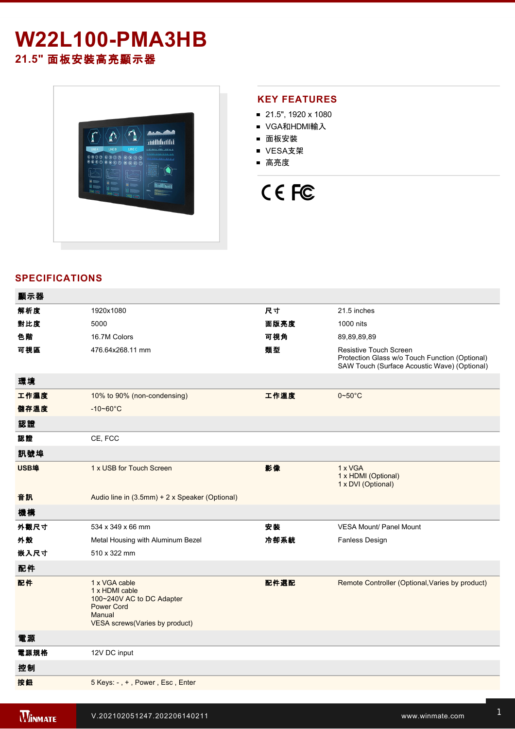# W22L100-PMA3HB

## 21.5" 面板安裝高亮顯示器

## KEY FEATURES

- 21.5", 1920 x 1080
- VGA和HDMI輸入
- 面板安裝
- VESA支架
- 高亮度

## SPECIFICATIONS

| **顯示器** | | | |
|---|---|---|---|
| **解析度** | 1920x1080 | **尺寸** | 21.5 inches |
| **對比度** | 5000 | **面版亮度** | 1000 nits |
| **色階** | 16.7M Colors | **可視角** | 89,89,89,89 |
| **可視區** | 476.64x268.11 mm | **類型** | Resistive Touch Screen<br>Protection Glass w/o Touch Function (Optional)<br>SAW Touch (Surface Acoustic Wave) (Optional) |
| **環境** | | | |
| **工作濕度** | 10% to 90% (non-condensing) | **工作溫度** | 0~50°C |
| **儲存溫度** | -10~60°C | | |
| **認證** | | | |
| **認證** | CE, FCC | | |
| **訊號埠** | | | |
| **USB埠** | 1 x USB for Touch Screen | **影像** | 1 x VGA<br>1 x HDMI (Optional)<br>1 x DVI (Optional) |
| **音訊** | Audio line in (3.5mm) + 2 x Speaker (Optional) | | |
| **機構** | | | |
| **外觀尺寸** | 534 x 349 x 66 mm | **安裝** | VESA Mount/ Panel Mount |
| **外殼** | Metal Housing with Aluminum Bezel | **冷卻系統** | Fanless Design |
| **嵌入尺寸** | 510 x 322 mm | | |
| **配件** | | | |
| **配件** | 1 x VGA cable<br>1 x HDMI cable<br>100~240V AC to DC Adapter<br>Power Cord<br>Manual<br>VESA screws(Varies by product) | **配件選配** | Remote Controller (Optional,Varies by product) |
| **電源** | | | |
| **電源規格** | 12V DC input | | |
| **控制** | | | |
| **按鈕** | 5 Keys: - , + , Power , Esc , Enter | | |

V.202102051247.202206140211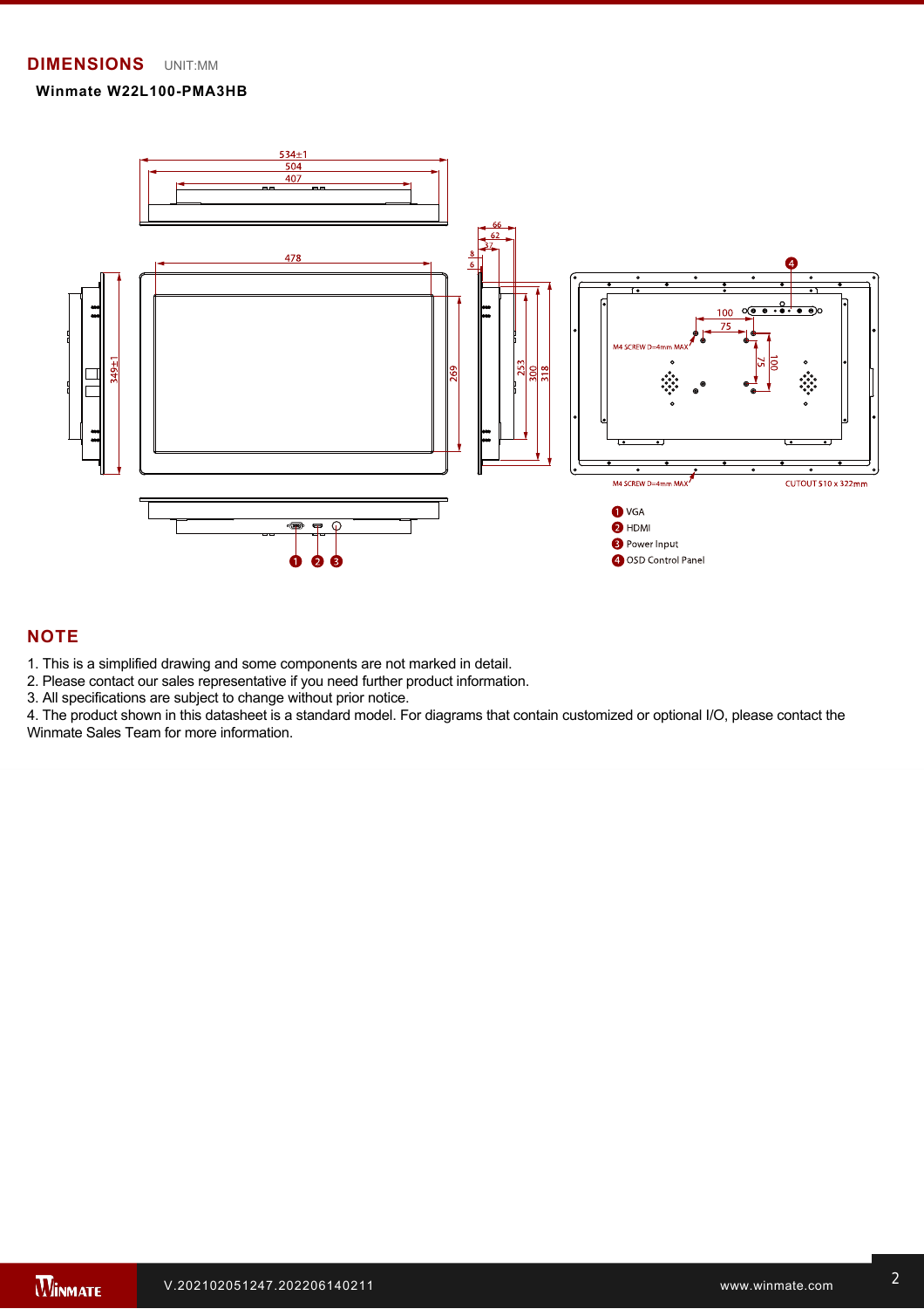## DIMENSIONS UNIT:MM

**Winmate W22L100-PMA3HB**

534±1
504
407
478
349±1
269
66
62
37
8
6
253
300
318
100
75
75
100
M4 SCREW D=4mm MAX
M4 SCREW D=4mm MAX
CUTOUT 510 x 322mm

1. VGA
2. HDMI
3. Power Input
4. OSD Control Panel

## NOTE

1. This is a simplified drawing and some components are not marked in detail.
2. Please contact our sales representative if you need further product information.
3. All specifications are subject to change without prior notice.
4. The product shown in this datasheet is a standard model. For diagrams that contain customized or optional I/O, please contact the Winmate Sales Team for more information.